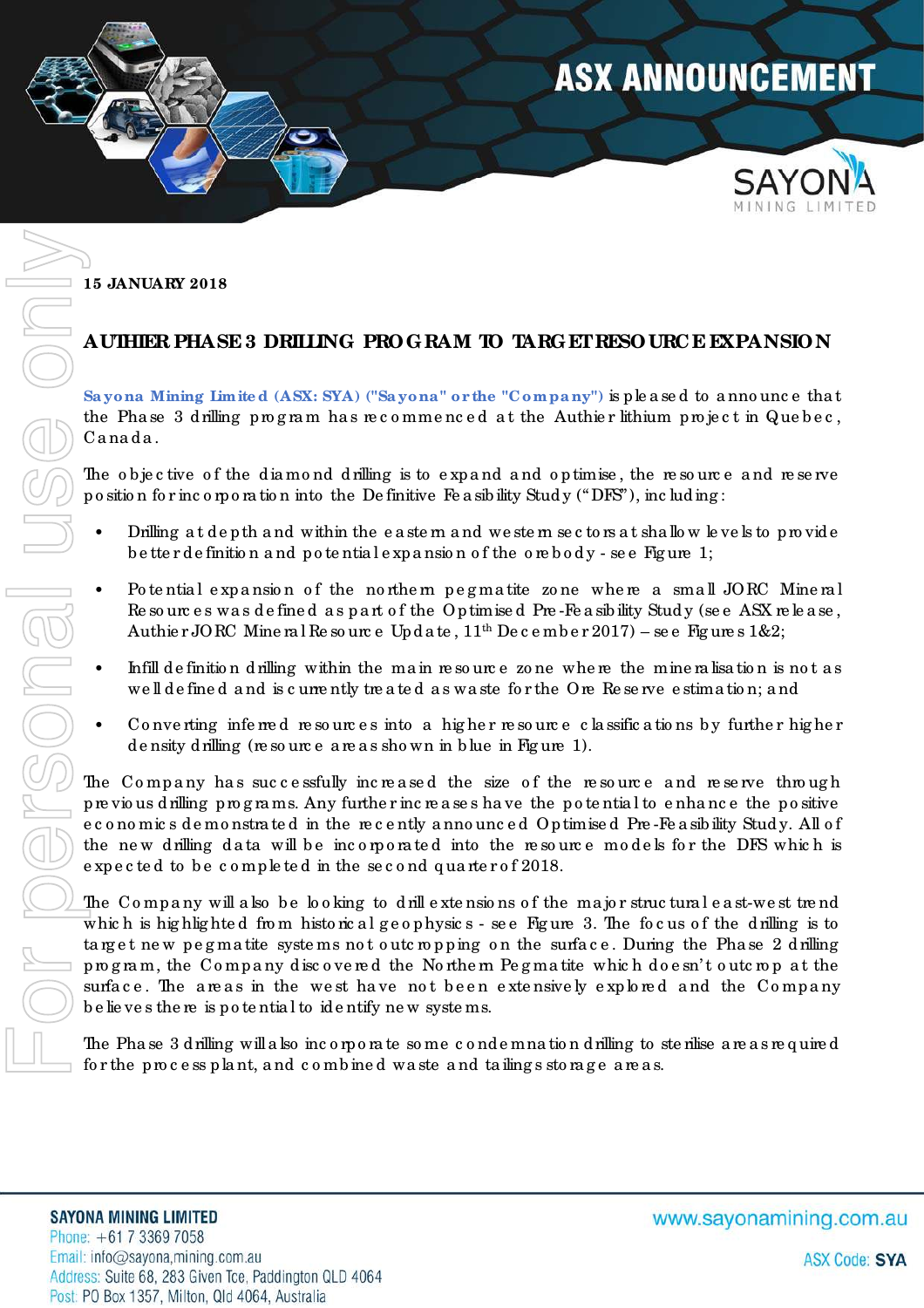# ASX ANNOUNCEMENT

**15 JANUARY 2018**

## AUTHIER PHASE 3 DRILLING PROGRAM TO TARGET RESOURCE EXPANSION

**Sayona Mining Limited (ASX: SYA) ("Sayona" or the "Company")** is pleased to announce that the Phase 3 drilling program has recommenced at the Authier lithium project in Quebec, Canada.

The objective of the diamond drilling is to expand and optimise, the resource and reserve position for incorporation into the Definitive Feasibility Study ("DFS"), including:

- Drilling at depth and within the eastern and western sectors at shallow levels to provide better definition and potential expansion of the orebody - see Figure 1;
- Potential expansion of the northern pegmatite zone where a small JORC Mineral Resources was defined as part of the Optimised Pre-Feasibility Study (see ASX release, Authier JORC Mineral Resource Update, 11th December 2017) – see Figures 1&2;
- Infill definition drilling within the main resource zone where the mineralisation is not as well defined and is currently treated as waste for the Ore Reserve estimation; and
- Converting inferred resources into a higher resource classifications by further higher density drilling (resource areas shown in blue in Figure 1).

The Company has successfully increased the size of the resource and reserve through previous drilling programs. Any further increases have the potential to enhance the positive economics demonstrated in the recently announced Optimised Pre-Feasibility Study. All of the new drilling data will be incorporated into the resource models for the DFS which is expected to be completed in the second quarter of 2018.

The Company will also be looking to drill extensions of the major structural east-west trend which is highlighted from historical geophysics - see Figure 3. The focus of the drilling is to target new pegmatite systems not outcropping on the surface. During the Phase 2 drilling program, the Company discovered the Northern Pegmatite which doesn't outcrop at the surface. The areas in the west have not been extensively explored and the Company believes there is potential to identify new systems.

The Phase 3 drilling will also incorporate some condemnation drilling to sterilise areas required for the process plant, and combined waste and tailings storage areas.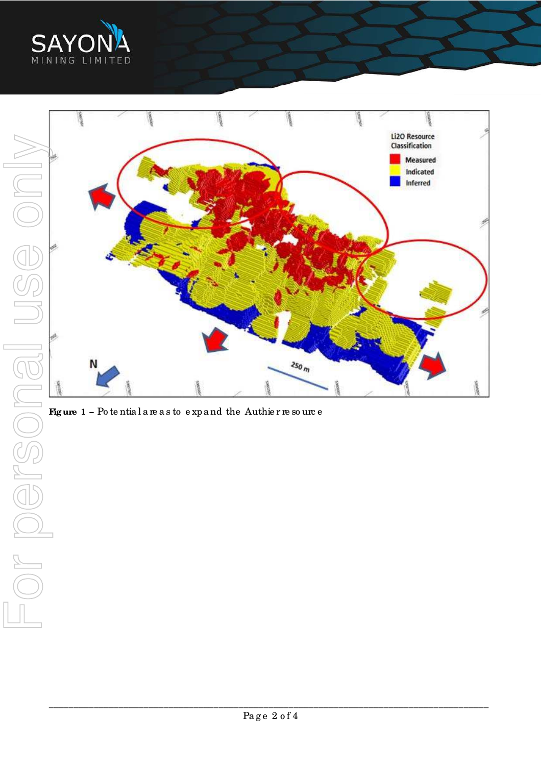**Figure 1** – Potential areas to expand the Authier resource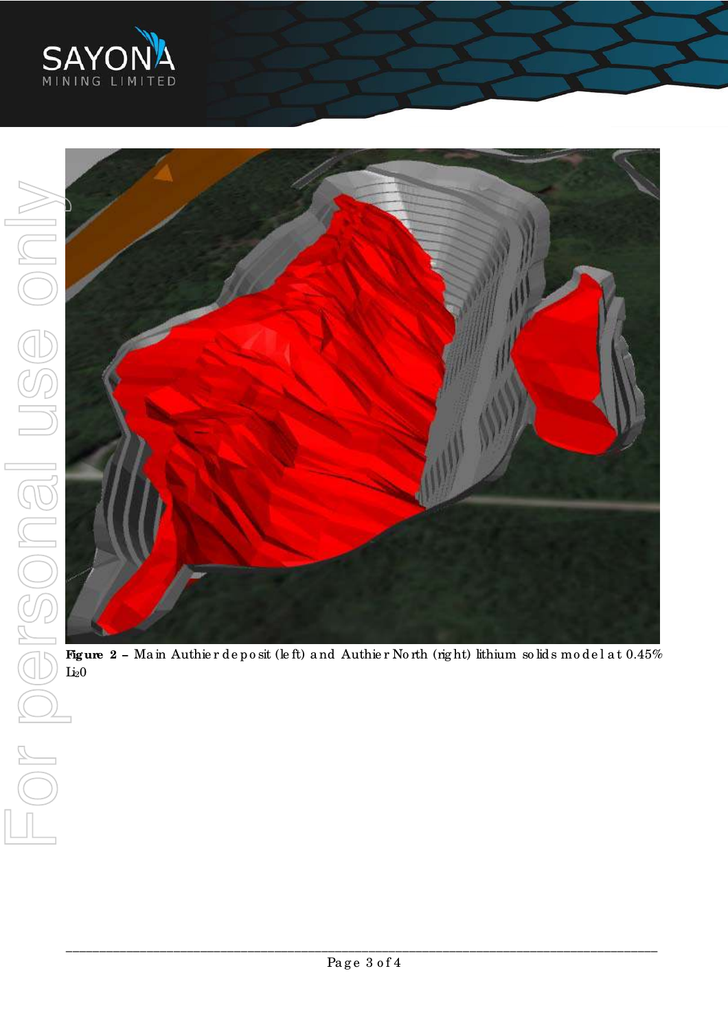**Figure 2** – Main Authier deposit (left) and Authier North (right) lithium solids model at 0.45% $Li_2O$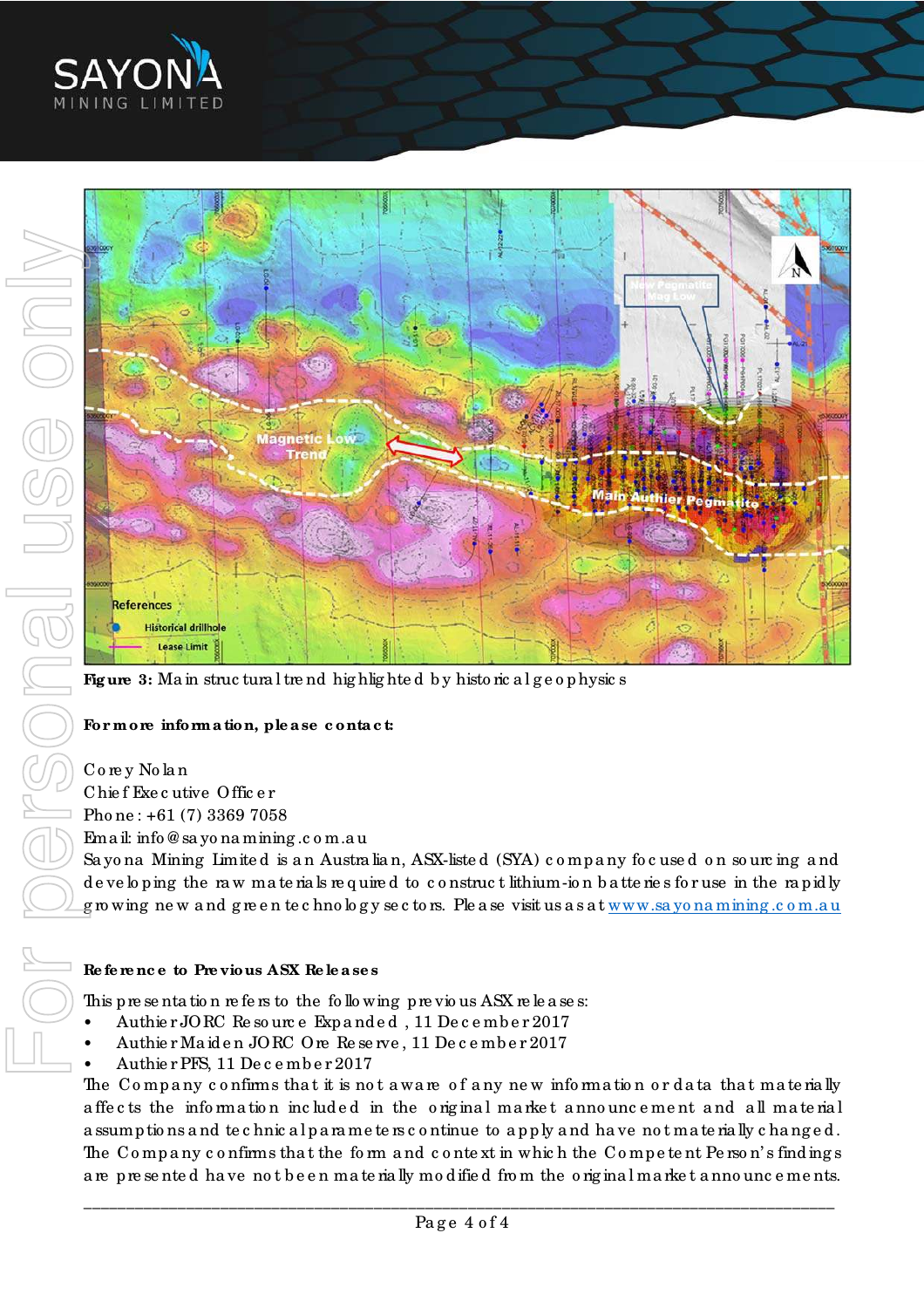Figure 3: Main structural trend highlighted by historical geophysics

**For more information, please contact:**

Corey Nolan
Chief Executive Officer
Phone: +61 (7) 3369 7058
Email: info@sayonamining.com.au

Sayona Mining Limited is an Australian, ASX-listed (SYA) company focused on sourcing and developing the raw materials required to construct lithium-ion batteries for use in the rapidly growing new and green technology sectors. Please visit us as at www.sayonamining.com.au

**Reference to Previous ASX Releases**

This presentation refers to the following previous ASX releases:

- Authier JORC Resource Expanded, 11 December 2017
- Authier Maiden JORC Ore Reserve, 11 December 2017
- Authier PFS, 11 December 2017

The Company confirms that it is not aware of any new information or data that materially affects the information included in the original market announcement and all material assumptions and technical parameters continue to apply and have not materially changed. The Company confirms that the form and context in which the Competent Person's findings are presented have not been materially modified from the original market announcements.